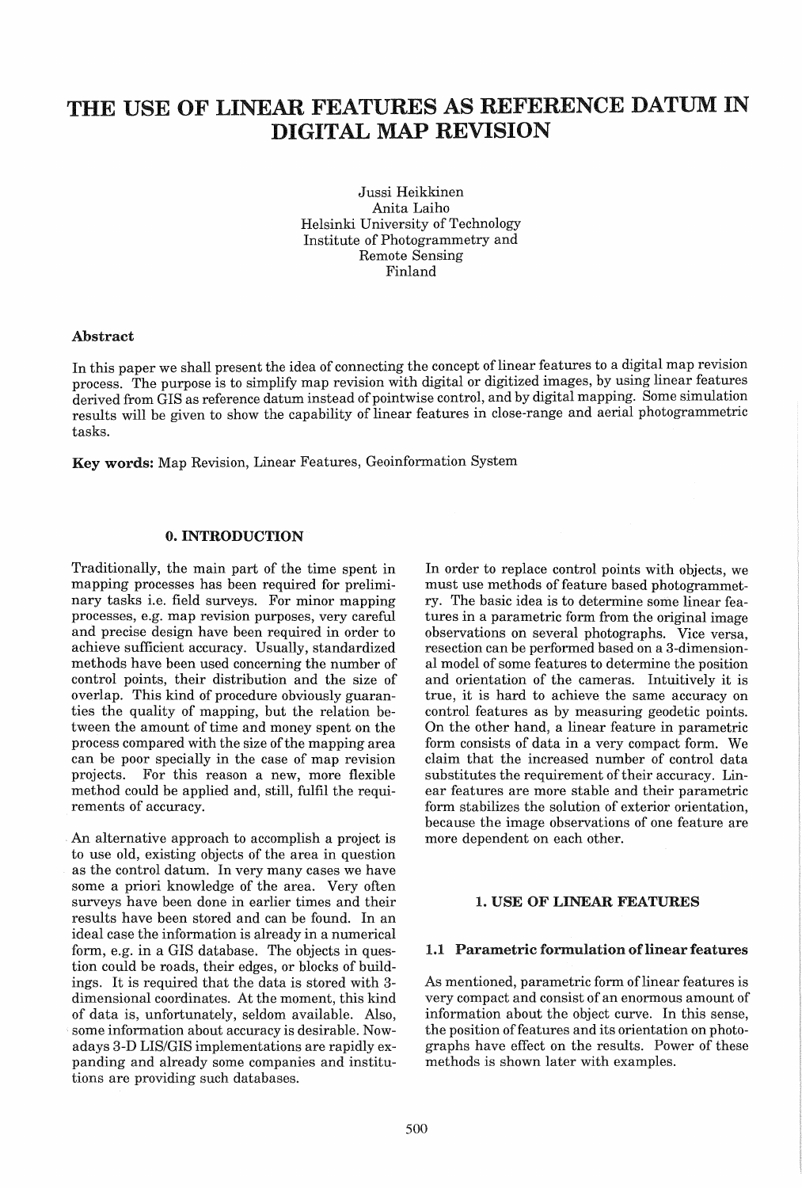# THE USE OF LINEAR FEATURES AS REFERENCE DATUM IN DIGITAL MAP REVISION

Jussi Heikkinen
Anita Laiho
Helsinki University of Technology
Institute of Photogrammetry and
Remote Sensing
Finland

**Abstract**

In this paper we shall present the idea of connecting the concept of linear features to a digital map revision process. The purpose is to simplify map revision with digital or digitized images, by using linear features derived from GIS as reference datum instead of pointwise control, and by digital mapping. Some simulation results will be given to show the capability of linear features in close-range and aerial photogrammetric tasks.

**Key words:** Map Revision, Linear Features, Geoinformation System

## 0. INTRODUCTION

Traditionally, the main part of the time spent in mapping processes has been required for preliminary tasks i.e. field surveys. For minor mapping processes, e.g. map revision purposes, very careful and precise design have been required in order to achieve sufficient accuracy. Usually, standardized methods have been used concerning the number of control points, their distribution and the size of overlap. This kind of procedure obviously guaranties the quality of mapping, but the relation between the amount of time and money spent on the process compared with the size of the mapping area can be poor specially in the case of map revision projects. For this reason a new, more flexible method could be applied and, still, fulfil the requirements of accuracy.

An alternative approach to accomplish a project is to use old, existing objects of the area in question as the control datum. In very many cases we have some a priori knowledge of the area. Very often surveys have been done in earlier times and their results have been stored and can be found. In an ideal case the information is already in a numerical form, e.g. in a GIS database. The objects in question could be roads, their edges, or blocks of buildings. It is required that the data is stored with 3-dimensional coordinates. At the moment, this kind of data is, unfortunately, seldom available. Also, some information about accuracy is desirable. Nowadays 3-D LIS/GIS implementations are rapidly expanding and already some companies and institutions are providing such databases.

In order to replace control points with objects, we must use methods of feature based photogrammetry. The basic idea is to determine some linear features in a parametric form from the original image observations on several photographs. Vice versa, resection can be performed based on a 3-dimensional model of some features to determine the position and orientation of the cameras. Intuitively it is true, it is hard to achieve the same accuracy on control features as by measuring geodetic points. On the other hand, a linear feature in parametric form consists of data in a very compact form. We claim that the increased number of control data substitutes the requirement of their accuracy. Linear features are more stable and their parametric form stabilizes the solution of exterior orientation, because the image observations of one feature are more dependent on each other.

## 1. USE OF LINEAR FEATURES

### 1.1 Parametric formulation of linear features

As mentioned, parametric form of linear features is very compact and consist of an enormous amount of information about the object curve. In this sense, the position of features and its orientation on photographs have effect on the results. Power of these methods is shown later with examples.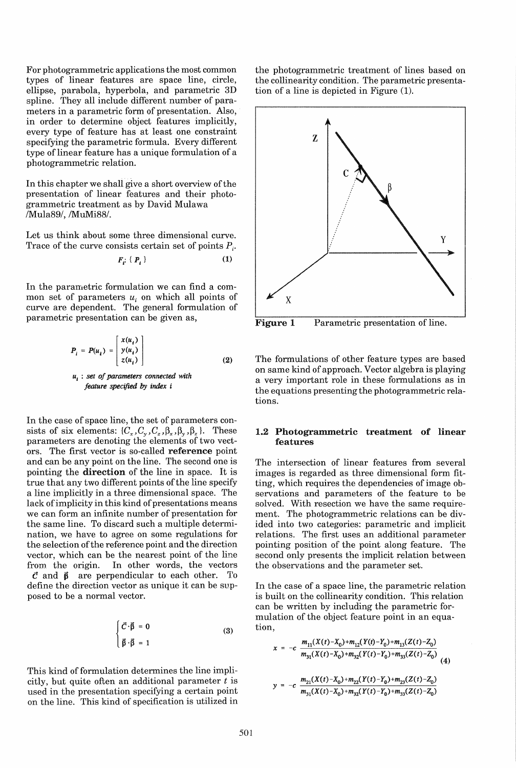For photogrammetric applications the most common types of linear features are space line, circle, ellipse, parabola, hyperbola, and parametric 3D spline. They all include different number of parameters in a parametric form of presentation. Also, in order to determine object features implicitly, every type of feature has at least one constraint specifying the parametric formula. Every different type of linear feature has a unique formulation of a photogrammetric relation.

In this chapter we shall give a short overview of the presentation of linear features and their photogrammetric treatment as by David Mulawa /Mula89/, /MuMi88/.

Let us think about some three dimensional curve. Trace of the curve consists certain set of points $P_i$.

$$F_i: \{ P_i \} \tag{1}$$

In the parametric formulation we can find a common set of parameters $u_i$ on which all points of curve are dependent. The general formulation of parametric presentation can be given as,

$$P_i = P(u_i) = \begin{bmatrix} x(u_i) \\ y(u_i) \\ z(u_i) \end{bmatrix} \tag{2}$$

*$u_i$ : set of parameters connected with feature specified by index i*

In the case of space line, the set of parameters consists of six elements: $\{C_x, C_y, C_z, \beta_x, \beta_y, \beta_z\}$. These parameters are denoting the elements of two vectors. The first vector is so-called **reference** point and can be any point on the line. The second one is pointing the **direction** of the line in space. It is true that any two different points of the line specify a line implicitly in a three dimensional space. The lack of implicity in this kind of presentations means we can form an infinite number of presentation for the same line. To discard such a multiple determination, we have to agree on some regulations for the selection of the reference point and the direction vector, which can be the nearest point of the line from the origin. In other words, the vectors $\vec{C}$ and $\vec{\beta}$ are perpendicular to each other. To define the direction vector as unique it can be supposed to be a normal vector.

$$\begin{cases} \vec{C} \cdot \vec{\beta} = 0 \\ \vec{\beta} \cdot \vec{\beta} = 1 \end{cases} \tag{3}$$

This kind of formulation determines the line implicitly, but quite often an additional parameter $t$ is used in the presentation specifying a certain point on the line. This kind of specification is utilized in the photogrammetric treatment of lines based on the collinearity condition. The parametric presentation of a line is depicted in Figure (1).

**Figure 1** Parametric presentation of line.

The formulations of other feature types are based on same kind of approach. Vector algebra is playing a very important role in these formulations as in the equations presenting the photogrammetric relations.

## 1.2 Photogrammetric treatment of linear features

The intersection of linear features from several images is regarded as three dimensional form fitting, which requires the dependencies of image observations and parameters of the feature to be solved. With resection we have the same requirement. The photogrammetric relations can be divided into two categories: parametric and implicit relations. The first uses an additional parameter pointing position of the point along feature. The second only presents the implicit relation between the observations and the parameter set.

In the case of a space line, the parametric relation is built on the collinearity condition. This relation can be written by including the parametric formulation of the object feature point in an equation,

$$x = -c\,\frac{m_{11}(X(t)-X_0)+m_{12}(Y(t)-Y_0)+m_{13}(Z(t)-Z_0)}{m_{31}(X(t)-X_0)+m_{32}(Y(t)-Y_0)+m_{33}(Z(t)-Z_0)}$$

$$y = -c\,\frac{m_{21}(X(t)-X_0)+m_{22}(Y(t)-Y_0)+m_{23}(Z(t)-Z_0)}{m_{31}(X(t)-X_0)+m_{32}(Y(t)-Y_0)+m_{33}(Z(t)-Z_0)} \tag{4}$$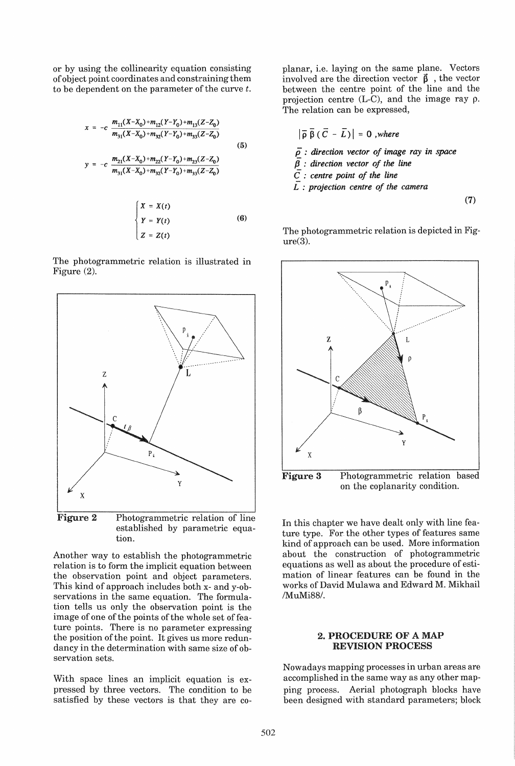or by using the collinearity equation consisting of object point coordinates and constraining them to be dependent on the parameter of the curve $t$.

$$x = -c \frac{m_{11}(X-X_0)+m_{12}(Y-Y_0)+m_{13}(Z-Z_0)}{m_{31}(X-X_0)+m_{32}(Y-Y_0)+m_{33}(Z-Z_0)}$$

$$y = -c \frac{m_{21}(X-X_0)+m_{22}(Y-Y_0)+m_{23}(Z-Z_0)}{m_{31}(X-X_0)+m_{32}(Y-Y_0)+m_{33}(Z-Z_0)} \tag{5}$$

$$\begin{cases} X = X(t) \\ Y = Y(t) \\ Z = Z(t) \end{cases} \tag{6}$$

The photogrammetric relation is illustrated in Figure (2).

**Figure 2** Photogrammetric relation of line established by parametric equation.

Another way to establish the photogrammetric relation is to form the implicit equation between the observation point and object parameters. This kind of approach includes both x- and y-observations in the same equation. The formulation tells us only the observation point is the image of one of the points of the whole set of feature points. There is no parameter expressing the position of the point. It gives us more redundancy in the determination with same size of observation sets.

With space lines an implicit equation is expressed by three vectors. The condition to be satisfied by these vectors is that they are coplanar, i.e. laying on the same plane. Vectors involved are the direction vector $\bar{\beta}$, the vector between the centre point of the line and the projection centre (L-C), and the image ray ρ. The relation can be expressed,

$$|\bar{\rho}\ \bar{\beta}\ (\bar{C} - \bar{L})| = 0 \text{ ,where}$$

*$\bar{\rho}$ : direction vector of image ray in space*
*$\bar{\beta}$ : direction vector of the line*
*$\bar{C}$ : centre point of the line*
*$\bar{L}$ : projection centre of the camera*

(7)

The photogrammetric relation is depicted in Figure(3).

**Figure 3** Photogrammetric relation based on the coplanarity condition.

In this chapter we have dealt only with line feature type. For the other types of features same kind of approach can be used. More information about the construction of photogrammetric equations as well as about the procedure of estimation of linear features can be found in the works of David Mulawa and Edward M. Mikhail /MuMi88/.

## 2. PROCEDURE OF A MAP REVISION PROCESS

Nowadays mapping processes in urban areas are accomplished in the same way as any other mapping process. Aerial photograph blocks have been designed with standard parameters; block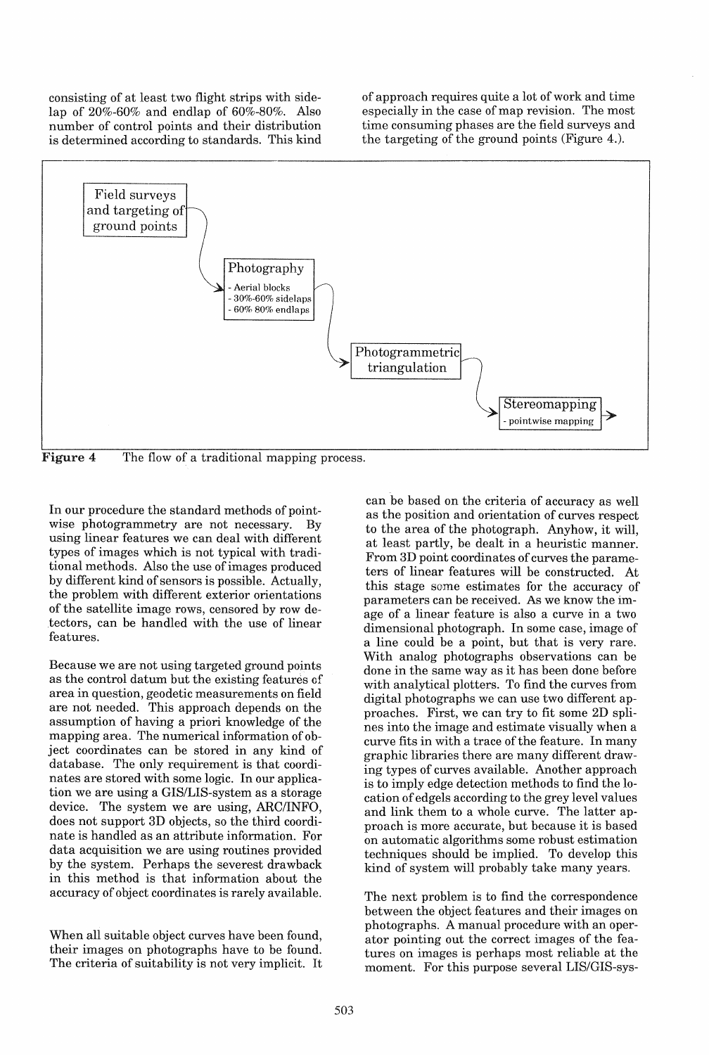consisting of at least two flight strips with sidelap of 20%-60% and endlap of 60%-80%. Also number of control points and their distribution is determined according to standards. This kind of approach requires quite a lot of work and time especially in the case of map revision. The most time consuming phases are the field surveys and the targeting of the ground points (Figure 4.).

Field surveys and targeting of ground points → Photography (- Aerial blocks, - 30%-60% sidelaps, - 60% 80% endlaps) → Photogrammetric triangulation → Stereomapping (- pointwise mapping) →

**Figure 4** The flow of a traditional mapping process.

In our procedure the standard methods of pointwise photogrammetry are not necessary. By using linear features we can deal with different types of images which is not typical with traditional methods. Also the use of images produced by different kind of sensors is possible. Actually, the problem with different exterior orientations of the satellite image rows, censored by row detectors, can be handled with the use of linear features.

Because we are not using targeted ground points as the control datum but the existing features of area in question, geodetic measurements on field are not needed. This approach depends on the assumption of having a priori knowledge of the mapping area. The numerical information of object coordinates can be stored in any kind of database. The only requirement is that coordinates are stored with some logic. In our application we are using a GIS/LIS-system as a storage device. The system we are using, ARC/INFO, does not support 3D objects, so the third coordinate is handled as an attribute information. For data acquisition we are using routines provided by the system. Perhaps the severest drawback in this method is that information about the accuracy of object coordinates is rarely available.

When all suitable object curves have been found, their images on photographs have to be found. The criteria of suitability is not very implicit. It can be based on the criteria of accuracy as well as the position and orientation of curves respect to the area of the photograph. Anyhow, it will, at least partly, be dealt in a heuristic manner. From 3D point coordinates of curves the parameters of linear features will be constructed. At this stage some estimates for the accuracy of parameters can be received. As we know the image of a linear feature is also a curve in a two dimensional photograph. In some case, image of a line could be a point, but that is very rare. With analog photographs observations can be done in the same way as it has been done before with analytical plotters. To find the curves from digital photographs we can use two different approaches. First, we can try to fit some 2D splines into the image and estimate visually when a curve fits in with a trace of the feature. In many graphic libraries there are many different drawing types of curves available. Another approach is to imply edge detection methods to find the location of edgels according to the grey level values and link them to a whole curve. The latter approach is more accurate, but because it is based on automatic algorithms some robust estimation techniques should be implied. To develop this kind of system will probably take many years.

The next problem is to find the correspondence between the object features and their images on photographs. A manual procedure with an operator pointing out the correct images of the features on images is perhaps most reliable at the moment. For this purpose several LIS/GIS-sys-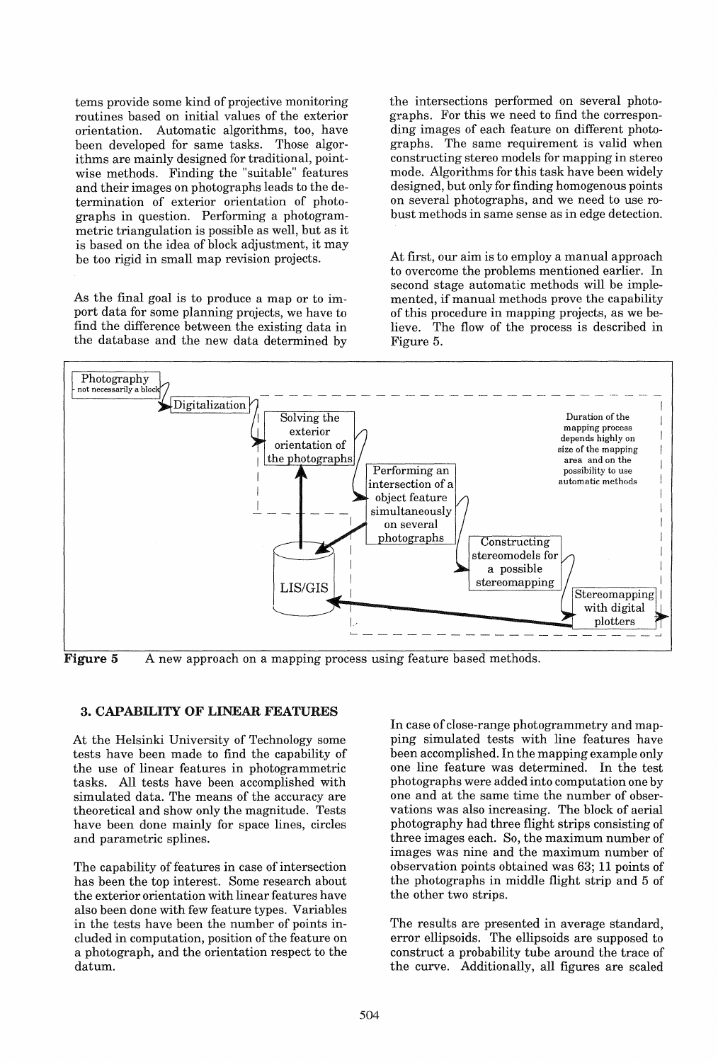tems provide some kind of projective monitoring routines based on initial values of the exterior orientation. Automatic algorithms, too, have been developed for same tasks. Those algorithms are mainly designed for traditional, pointwise methods. Finding the "suitable" features and their images on photographs leads to the determination of exterior orientation of photographs in question. Performing a photogrammetric triangulation is possible as well, but as it is based on the idea of block adjustment, it may be too rigid in small map revision projects.

As the final goal is to produce a map or to import data for some planning projects, we have to find the difference between the existing data in the database and the new data determined by the intersections performed on several photographs. For this we need to find the corresponding images of each feature on different photographs. The same requirement is valid when constructing stereo models for mapping in stereo mode. Algorithms for this task have been widely designed, but only for finding homogenous points on several photographs, and we need to use robust methods in same sense as in edge detection.

At first, our aim is to employ a manual approach to overcome the problems mentioned earlier. In second stage automatic methods will be implemented, if manual methods prove the capability of this procedure in mapping projects, as we believe. The flow of the process is described in Figure 5.

Photography - not necessarily a block → Digitalization → Solving the exterior orientation of the photographs → Performing an intersection of a object feature simultaneously on several photographs → Constructing stereomodels for a possible stereomapping → Stereomapping with digital plotters

LIS/GIS

Duration of the mapping process depends highly on size of the mapping area and on the possibility to use automatic methods

**Figure 5** A new approach on a mapping process using feature based methods.

## 3. CAPABILITY OF LINEAR FEATURES

At the Helsinki University of Technology some tests have been made to find the capability of the use of linear features in photogrammetric tasks. All tests have been accomplished with simulated data. The means of the accuracy are theoretical and show only the magnitude. Tests have been done mainly for space lines, circles and parametric splines.

The capability of features in case of intersection has been the top interest. Some research about the exterior orientation with linear features have also been done with few feature types. Variables in the tests have been the number of points included in computation, position of the feature on a photograph, and the orientation respect to the datum.

In case of close-range photogrammetry and mapping simulated tests with line features have been accomplished. In the mapping example only one line feature was determined. In the test photographs were added into computation one by one and at the same time the number of observations was also increasing. The block of aerial photography had three flight strips consisting of three images each. So, the maximum number of images was nine and the maximum number of observation points obtained was 63; 11 points of the photographs in middle flight strip and 5 of the other two strips.

The results are presented in average standard, error ellipsoids. The ellipsoids are supposed to construct a probability tube around the trace of the curve. Additionally, all figures are scaled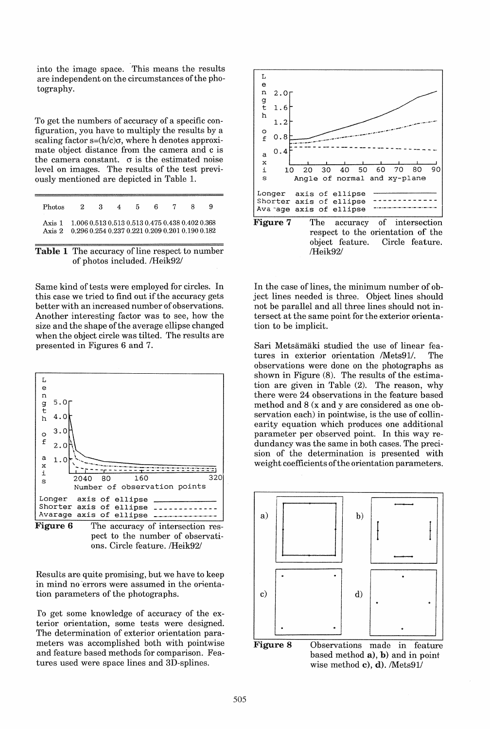into the image space. This means the results are independent on the circumstances of the photography.

To get the numbers of accuracy of a specific configuration, you have to multiply the results by a scaling factor $s=(h/c)\sigma$, where h denotes approximate object distance from the camera and c is the camera constant. $\sigma$ is the estimated noise level on images. The results of the test previously mentioned are depicted in Table 1.

| Photos | 2 | 3 | 4 | 5 | 6 | 7 | 8 | 9 |
|---|---|---|---|---|---|---|---|---|
| Axis 1 | 1.006 | 0.513 | 0.513 | 0.513 | 0.475 | 0.438 | 0.402 | 0.368 |
| Axis 2 | 0.296 | 0.254 | 0.237 | 0.221 | 0.209 | 0.201 | 0.190 | 0.182 |

**Table 1** The accuracy of line respect to number of photos included. /Heik92/

Same kind of tests were employed for circles. In this case we tried to find out if the accuracy gets better with an increased number of observations. Another interesting factor was to see, how the size and the shape of the average ellipse changed when the object circle was tilted. The results are presented in Figures 6 and 7.

**Figure 6** The accuracy of intersection respect to the number of observations. Circle feature. /Heik92/

Results are quite promising, but we have to keep in mind no errors were assumed in the orientation parameters of the photographs.

To get some knowledge of accuracy of the exterior orientation, some tests were designed. The determination of exterior orientation parameters was accomplished both with pointwise and feature based methods for comparison. Features used were space lines and 3D-splines.

**Figure 7** The accuracy of intersection respect to the orientation of the object feature. Circle feature. /Heik92/

In the case of lines, the minimum number of object lines needed is three. Object lines should not be parallel and all three lines should not intersect at the same point for the exterior orientation to be implicit.

Sari Metsämäki studied the use of linear features in exterior orientation /Mets91/. The observations were done on the photographs as shown in Figure (8). The results of the estimation are given in Table (2). The reason, why there were 24 observations in the feature based method and 8 (x and y are considered as one observation each) in pointwise, is the use of collinearity equation which produces one additional parameter per observed point. In this way redundancy was the same in both cases. The precision of the determination is presented with weight coefficients of the orientation parameters.

**Figure 8** Observations made in feature based method **a)**, **b)** and in point wise method **c)**, **d)**. /Mets91/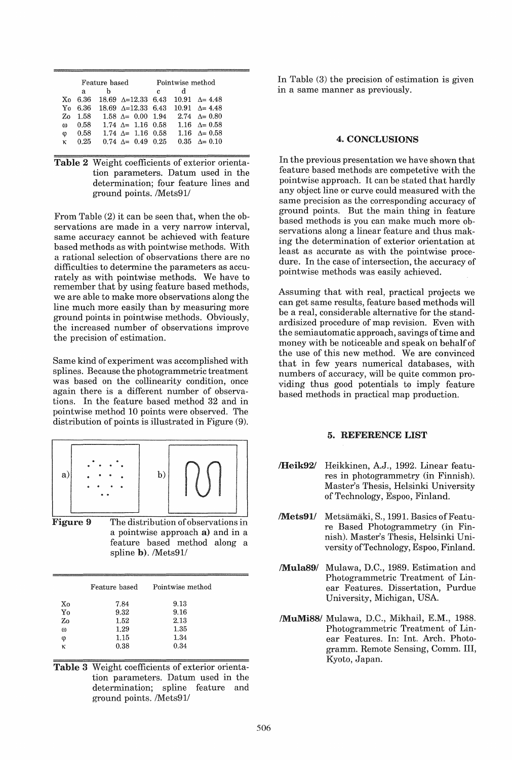| | Feature based | | | Pointwise method | | |
|---|---|---|---|---|---|---|
| | a | b | | c | d | |
| Xo | 6.36 | 18.69 | Δ=12.33 | 6.43 | 10.91 | Δ= 4.48 |
| Yo | 6.36 | 18.69 | Δ=12.33 | 6.43 | 10.91 | Δ= 4.48 |
| Zo | 1.58 | 1.58 | Δ= 0.00 | 1.94 | 2.74 | Δ= 0.80 |
| ω | 0.58 | 1.74 | Δ= 1.16 | 0.58 | 1.16 | Δ= 0.58 |
| φ | 0.58 | 1.74 | Δ= 1.16 | 0.58 | 1.16 | Δ= 0.58 |
| κ | 0.25 | 0.74 | Δ= 0.49 | 0.25 | 0.35 | Δ= 0.10 |

**Table 2** Weight coefficients of exterior orientation parameters. Datum used in the determination; four feature lines and ground points. /Mets91/

From Table (2) it can be seen that, when the observations are made in a very narrow interval, same accuracy cannot be achieved with feature based methods as with pointwise methods. With a rational selection of observations there are no difficulties to determine the parameters as accurately as with pointwise methods. We have to remember that by using feature based methods, we are able to make more observations along the line much more easily than by measuring more ground points in pointwise methods. Obviously, the increased number of observations improve the precision of estimation.

Same kind of experiment was accomplished with splines. Because the photogrammetric treatment was based on the collinearity condition, once again there is a different number of observations. In the feature based method 32 and in pointwise method 10 points were observed. The distribution of points is illustrated in Figure (9).

a)

b)

**Figure 9** The distribution of observations in a pointwise approach **a)** and in a feature based method along a spline **b)**. /Mets91/

| | Feature based | Pointwise method |
|---|---|---|
| Xo | 7.84 | 9.13 |
| Yo | 9.32 | 9.16 |
| Zo | 1.52 | 2.13 |
| ω | 1.29 | 1.35 |
| φ | 1.15 | 1.34 |
| κ | 0.38 | 0.34 |

**Table 3** Weight coefficients of exterior orientation parameters. Datum used in the determination; spline feature and ground points. /Mets91/

In Table (3) the precision of estimation is given in a same manner as previously.

## 4. CONCLUSIONS

In the previous presentation we have shown that feature based methods are competetive with the pointwise approach. It can be stated that hardly any object line or curve could measured with the same precision as the corresponding accuracy of ground points. But the main thing in feature based methods is you can make much more observations along a linear feature and thus making the determination of exterior orientation at least as accurate as with the pointwise procedure. In the case of intersection, the accuracy of pointwise methods was easily achieved.

Assuming that with real, practical projects we can get same results, feature based methods will be a real, considerable alternative for the standardisized procedure of map revision. Even with the semiautomatic approach, savings of time and money with be noticeable and speak on behalf of the use of this new method. We are convinced that in few years numerical databases, with numbers of accuracy, will be quite common providing thus good potentials to imply feature based methods in practical map production.

## 5. REFERENCE LIST

**/Heik92/** Heikkinen, A.J., 1992. Linear features in photogrammetry (in Finnish). Master's Thesis, Helsinki University of Technology, Espoo, Finland.

**/Mets91/** Metsämäki, S., 1991. Basics of Feature Based Photogrammetry (in Finnish). Master's Thesis, Helsinki University of Technology, Espoo, Finland.

**/Mula89/** Mulawa, D.C., 1989. Estimation and Photogrammetric Treatment of Linear Features. Dissertation, Purdue University, Michigan, USA.

**/MuMi88/** Mulawa, D.C., Mikhail, E.M., 1988. Photogrammetric Treatment of Linear Features. In: Int. Arch. Photogramm. Remote Sensing, Comm. III, Kyoto, Japan.